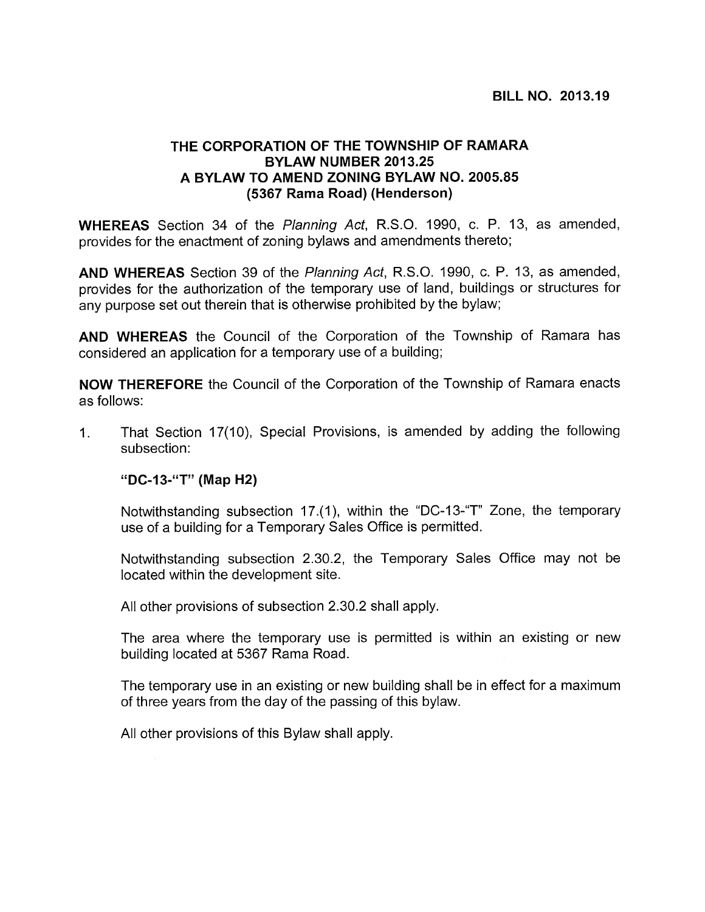**BILL NO. 2013.19**

# THE CORPORATION OF THE TOWNSHIP OF RAMARA
## BYLAW NUMBER 2013.25
## A BYLAW TO AMEND ZONING BYLAW NO. 2005.85
## (5367 Rama Road) (Henderson)

**WHEREAS** Section 34 of the *Planning Act*, R.S.O. 1990, c. P. 13, as amended, provides for the enactment of zoning bylaws and amendments thereto;

**AND WHEREAS** Section 39 of the *Planning Act*, R.S.O. 1990, c. P. 13, as amended, provides for the authorization of the temporary use of land, buildings or structures for any purpose set out therein that is otherwise prohibited by the bylaw;

**AND WHEREAS** the Council of the Corporation of the Township of Ramara has considered an application for a temporary use of a building;

**NOW THEREFORE** the Council of the Corporation of the Township of Ramara enacts as follows:

1. That Section 17(10), Special Provisions, is amended by adding the following subsection:

   **"DC-13-"T" (Map H2)**

   Notwithstanding subsection 17.(1), within the "DC-13-"T" Zone, the temporary use of a building for a Temporary Sales Office is permitted.

   Notwithstanding subsection 2.30.2, the Temporary Sales Office may not be located within the development site.

   All other provisions of subsection 2.30.2 shall apply.

   The area where the temporary use is permitted is within an existing or new building located at 5367 Rama Road.

   The temporary use in an existing or new building shall be in effect for a maximum of three years from the day of the passing of this bylaw.

   All other provisions of this Bylaw shall apply.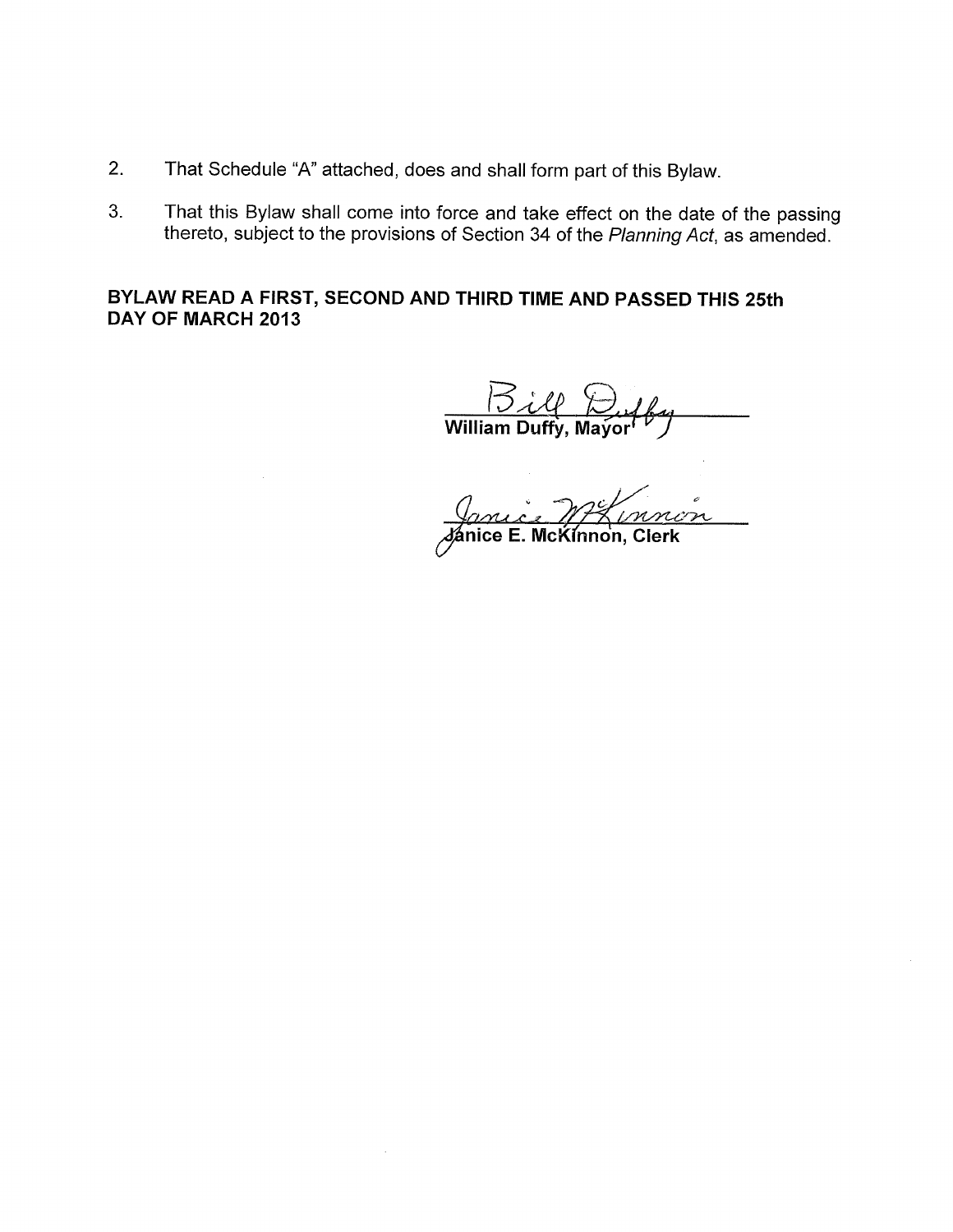2. That Schedule "A" attached, does and shall form part of this Bylaw.

3. That this Bylaw shall come into force and take effect on the date of the passing thereto, subject to the provisions of Section 34 of the *Planning Act*, as amended.

**BYLAW READ A FIRST, SECOND AND THIRD TIME AND PASSED THIS 25th DAY OF MARCH 2013**

Bill Duffy

**William Duffy, Mayor**

Janice McKinnon

**Janice E. McKinnon, Clerk**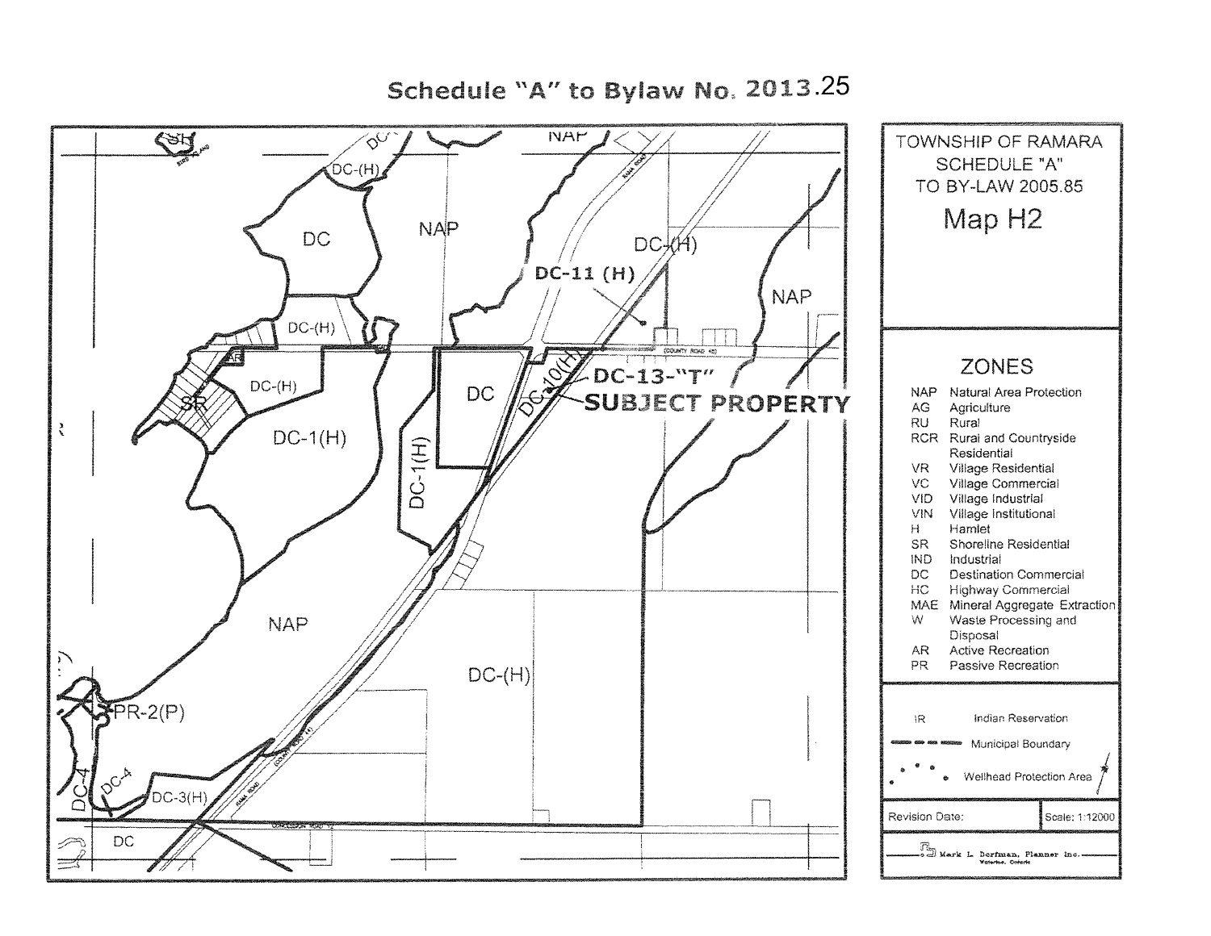# Schedule "A" to Bylaw No. 2013.25

NAP

DC-(H)

DC

NAP

DC-(H)

DC-11 (H)

NAP

DC-(H)

DC-(H)

SR

DC-1(H)

DC

DC-1(H)

DC-10(H)

DC-13-"T"

**SUBJECT PROPERTY**

NAP

DC-(H)

PR-2(P)

DC-4

DC-4

DC-3(H)

DC

COUNTY ROAD 45

RAMA ROAD

CONCESSION ROAD

TOWNSHIP OF RAMARA
SCHEDULE "A"
TO BY-LAW 2005.85

Map H2

ZONES

NAP Natural Area Protection
AG Agriculture
RU Rural
RCR Rural and Countryside Residential
VR Village Residential
VC Village Commercial
VID Village Industrial
VIN Village Institutional
H Hamlet
SR Shoreline Residential
IND Industrial
DC Destination Commercial
HC Highway Commercial
MAE Mineral Aggregate Extraction
W Waste Processing and Disposal
AR Active Recreation
PR Passive Recreation

IR Indian Reservation

Municipal Boundary

Wellhead Protection Area

Revision Date:

Scale: 1:12000

Mark L. Dorfman, Planner Inc.
Waterloo, Ontario